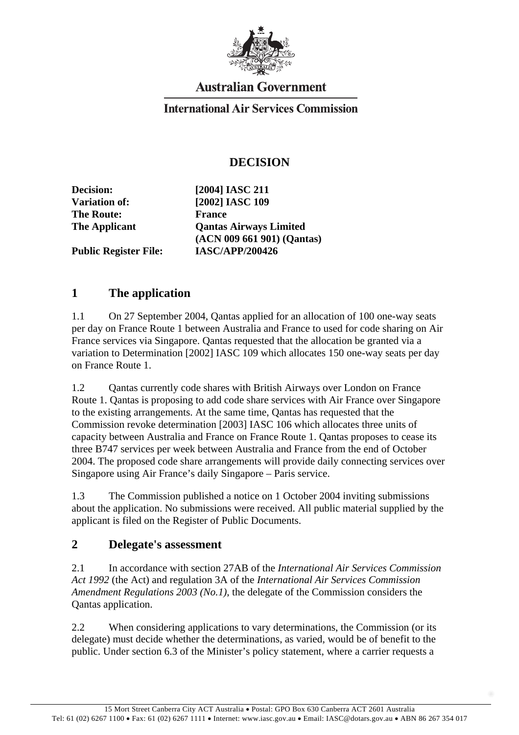**Australian Government**

**International Air Services Commission**

# DECISION

| | |
|---|---|
| **Decision:** | **[2004] IASC 211** |
| **Variation of:** | **[2002] IASC 109** |
| **The Route:** | **France** |
| **The Applicant** | **Qantas Airways Limited (ACN 009 661 901) (Qantas)** |
| **Public Register File:** | **IASC/APP/200426** |

## 1 The application

1.1 On 27 September 2004, Qantas applied for an allocation of 100 one-way seats per day on France Route 1 between Australia and France to used for code sharing on Air France services via Singapore. Qantas requested that the allocation be granted via a variation to Determination [2002] IASC 109 which allocates 150 one-way seats per day on France Route 1.

1.2 Qantas currently code shares with British Airways over London on France Route 1. Qantas is proposing to add code share services with Air France over Singapore to the existing arrangements. At the same time, Qantas has requested that the Commission revoke determination [2003] IASC 106 which allocates three units of capacity between Australia and France on France Route 1. Qantas proposes to cease its three B747 services per week between Australia and France from the end of October 2004. The proposed code share arrangements will provide daily connecting services over Singapore using Air France's daily Singapore – Paris service.

1.3 The Commission published a notice on 1 October 2004 inviting submissions about the application. No submissions were received. All public material supplied by the applicant is filed on the Register of Public Documents.

## 2 Delegate's assessment

2.1 In accordance with section 27AB of the *International Air Services Commission Act 1992* (the Act) and regulation 3A of the *International Air Services Commission Amendment Regulations 2003 (No.1)*, the delegate of the Commission considers the Qantas application.

2.2 When considering applications to vary determinations, the Commission (or its delegate) must decide whether the determinations, as varied, would be of benefit to the public. Under section 6.3 of the Minister's policy statement, where a carrier requests a

15 Mort Street Canberra City ACT Australia • Postal: GPO Box 630 Canberra ACT 2601 Australia
Tel: 61 (02) 6267 1100 • Fax: 61 (02) 6267 1111 • Internet: www.iasc.gov.au • Email: IASC@dotars.gov.au • ABN 86 267 354 017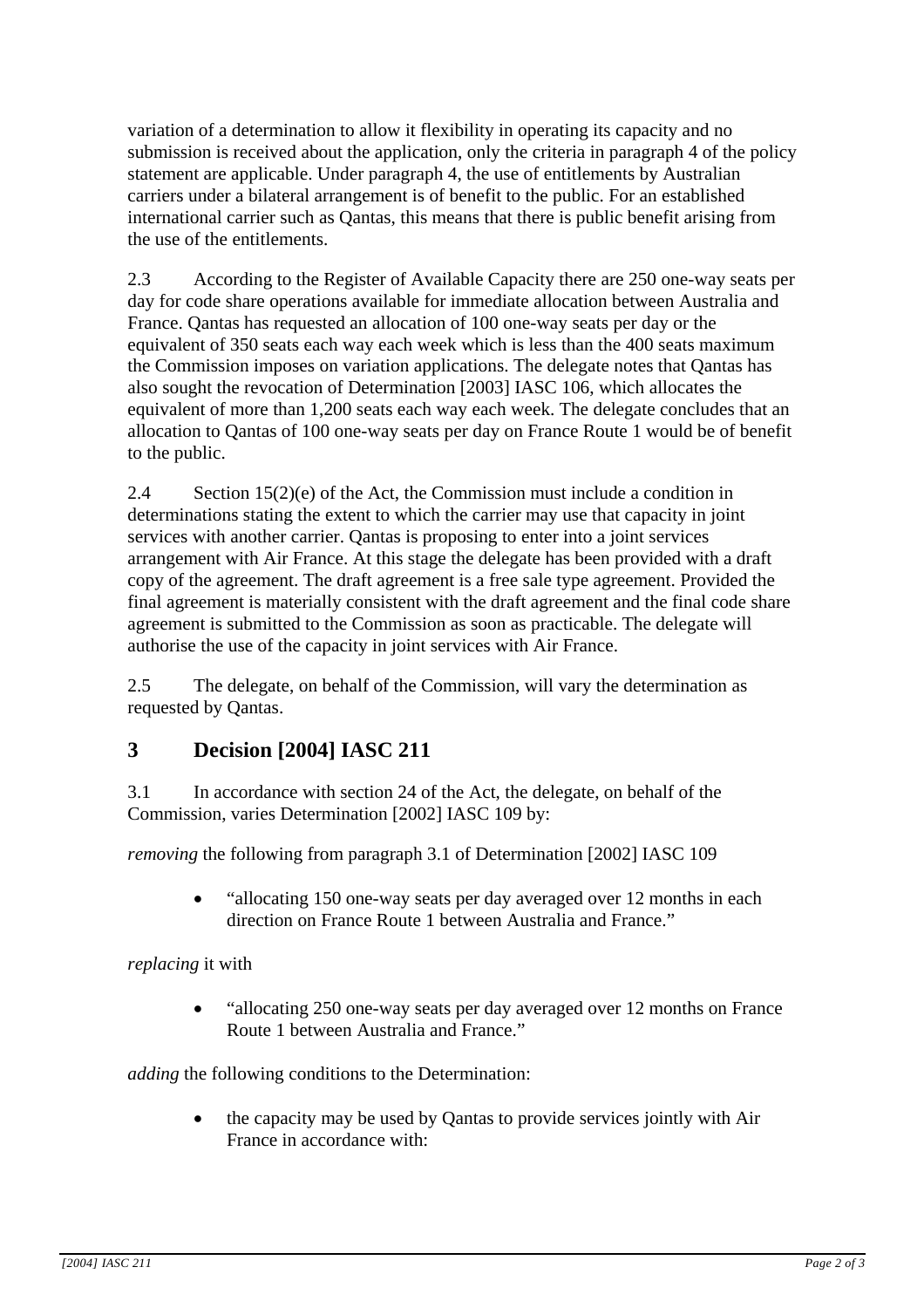variation of a determination to allow it flexibility in operating its capacity and no submission is received about the application, only the criteria in paragraph 4 of the policy statement are applicable. Under paragraph 4, the use of entitlements by Australian carriers under a bilateral arrangement is of benefit to the public. For an established international carrier such as Qantas, this means that there is public benefit arising from the use of the entitlements.

2.3 According to the Register of Available Capacity there are 250 one-way seats per day for code share operations available for immediate allocation between Australia and France. Qantas has requested an allocation of 100 one-way seats per day or the equivalent of 350 seats each way each week which is less than the 400 seats maximum the Commission imposes on variation applications. The delegate notes that Qantas has also sought the revocation of Determination [2003] IASC 106, which allocates the equivalent of more than 1,200 seats each way each week. The delegate concludes that an allocation to Qantas of 100 one-way seats per day on France Route 1 would be of benefit to the public.

2.4 Section 15(2)(e) of the Act, the Commission must include a condition in determinations stating the extent to which the carrier may use that capacity in joint services with another carrier. Qantas is proposing to enter into a joint services arrangement with Air France. At this stage the delegate has been provided with a draft copy of the agreement. The draft agreement is a free sale type agreement. Provided the final agreement is materially consistent with the draft agreement and the final code share agreement is submitted to the Commission as soon as practicable. The delegate will authorise the use of the capacity in joint services with Air France.

2.5 The delegate, on behalf of the Commission, will vary the determination as requested by Qantas.

## 3 Decision [2004] IASC 211

3.1 In accordance with section 24 of the Act, the delegate, on behalf of the Commission, varies Determination [2002] IASC 109 by:

*removing* the following from paragraph 3.1 of Determination [2002] IASC 109

- "allocating 150 one-way seats per day averaged over 12 months in each direction on France Route 1 between Australia and France."

*replacing* it with

- "allocating 250 one-way seats per day averaged over 12 months on France Route 1 between Australia and France."

*adding* the following conditions to the Determination:

- the capacity may be used by Qantas to provide services jointly with Air France in accordance with: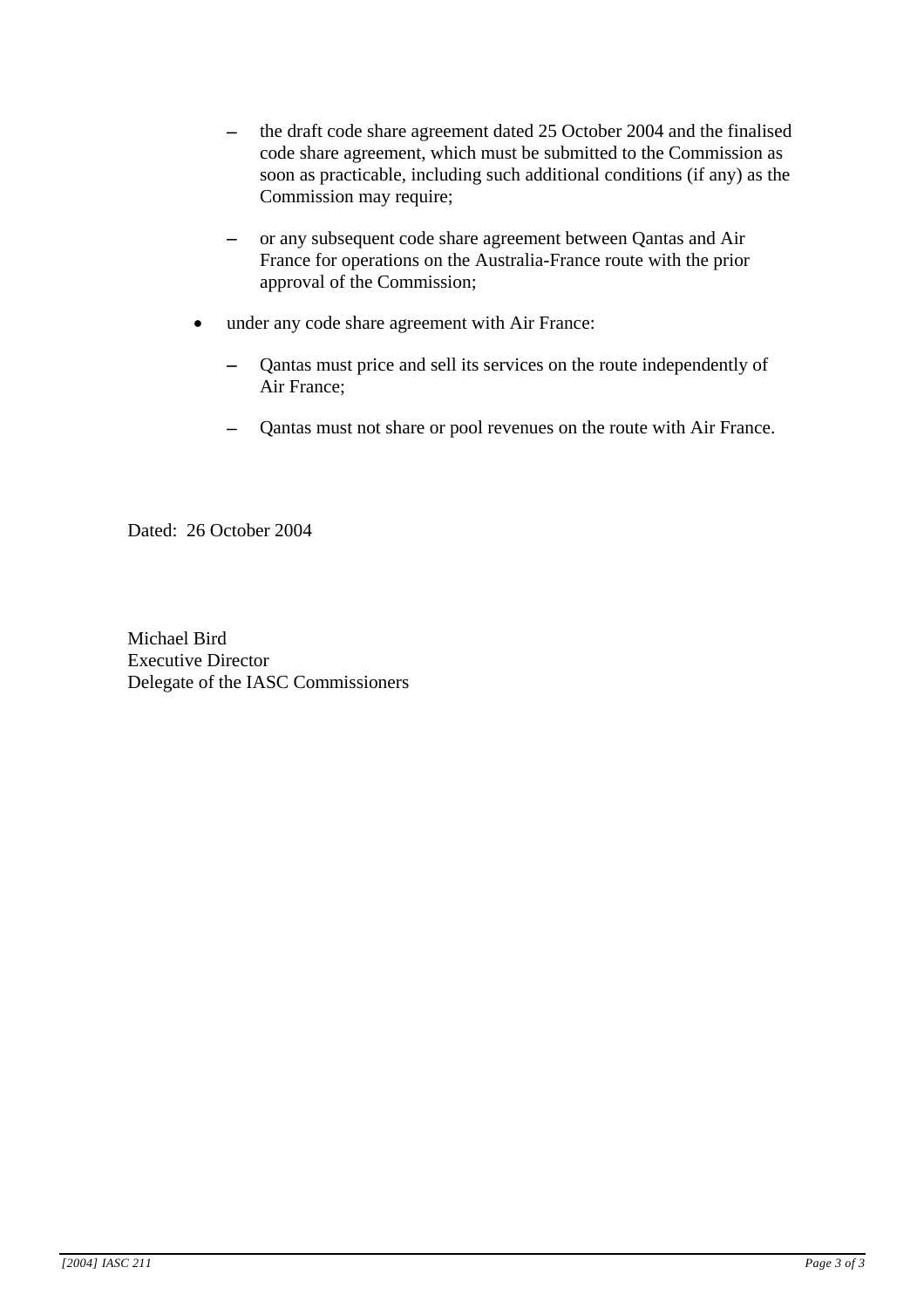- the draft code share agreement dated 25 October 2004 and the finalised code share agreement, which must be submitted to the Commission as soon as practicable, including such additional conditions (if any) as the Commission may require;
  - or any subsequent code share agreement between Qantas and Air France for operations on the Australia-France route with the prior approval of the Commission;

- under any code share agreement with Air France:
  - Qantas must price and sell its services on the route independently of Air France;
  - Qantas must not share or pool revenues on the route with Air France.

Dated: 26 October 2004

Michael Bird
Executive Director
Delegate of the IASC Commissioners